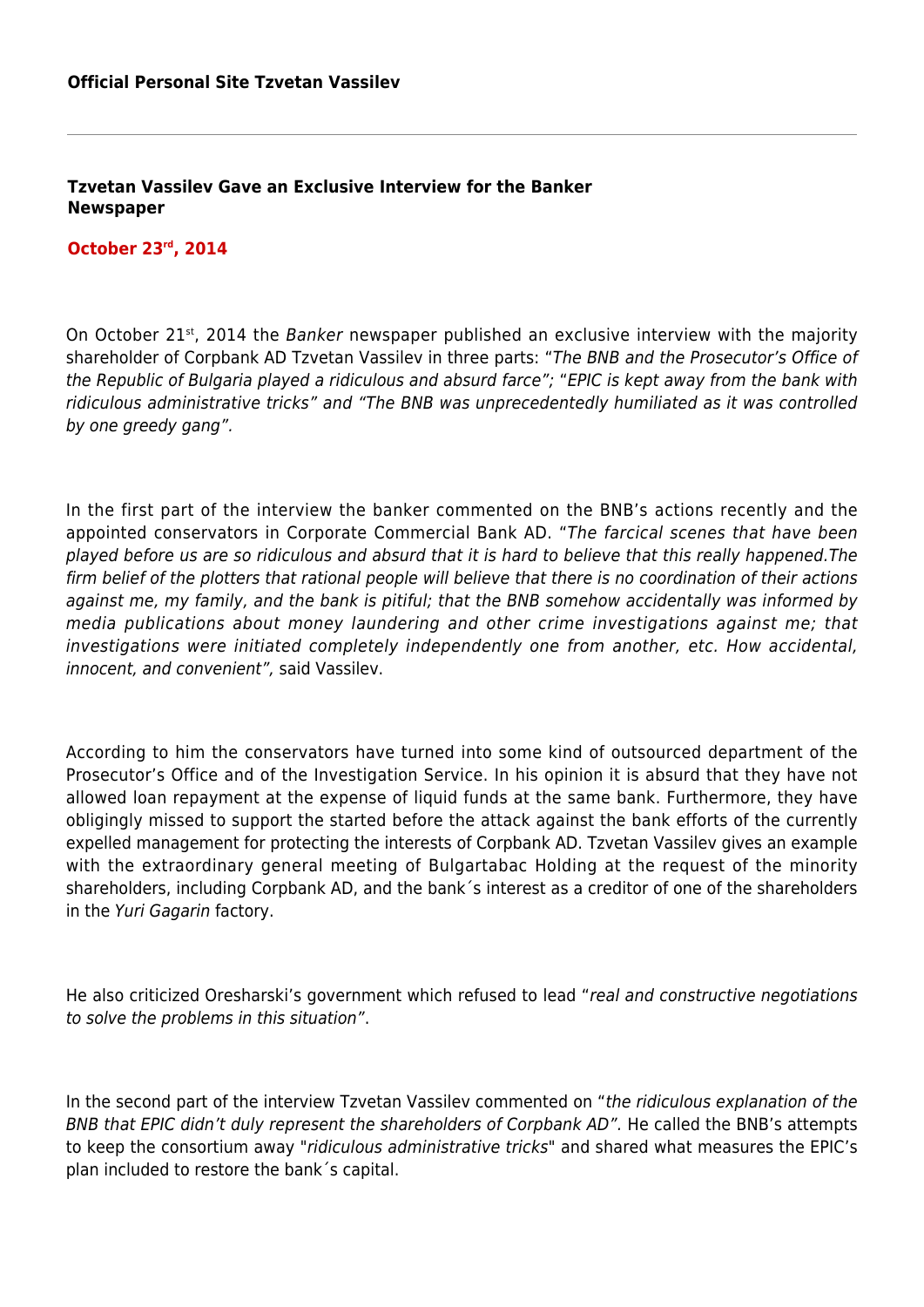**Official Personal Site Tzvetan Vassilev**

---

## Tzvetan Vassilev Gave an Exclusive Interview for the Banker Newspaper

**October 23rd, 2014**

On October 21st, 2014 the *Banker* newspaper published an exclusive interview with the majority shareholder of Corpbank AD Tzvetan Vassilev in three parts: "*The BNB and the Prosecutor's Office of the Republic of Bulgaria played a ridiculous and absurd farce*"; "*EPIC is kept away from the bank with ridiculous administrative tricks*" and "*The BNB was unprecedentedly humiliated as it was controlled by one greedy gang*".

In the first part of the interview the banker commented on the BNB's actions recently and the appointed conservators in Corporate Commercial Bank AD. "*The farcical scenes that have been played before us are so ridiculous and absurd that it is hard to believe that this really happened.The firm belief of the plotters that rational people will believe that there is no coordination of their actions against me, my family, and the bank is pitiful; that the BNB somehow accidentally was informed by media publications about money laundering and other crime investigations against me; that investigations were initiated completely independently one from another, etc. How accidental, innocent, and convenient*", said Vassilev.

According to him the conservators have turned into some kind of outsourced department of the Prosecutor's Office and of the Investigation Service. In his opinion it is absurd that they have not allowed loan repayment at the expense of liquid funds at the same bank. Furthermore, they have obligingly missed to support the started before the attack against the bank efforts of the currently expelled management for protecting the interests of Corpbank AD. Tzvetan Vassilev gives an example with the extraordinary general meeting of Bulgartabac Holding at the request of the minority shareholders, including Corpbank AD, and the bank´s interest as a creditor of one of the shareholders in the *Yuri Gagarin* factory.

He also criticized Oresharski's government which refused to lead "*real and constructive negotiations to solve the problems in this situation*".

In the second part of the interview Tzvetan Vassilev commented on "*the ridiculous explanation of the BNB that EPIC didn't duly represent the shareholders of Corpbank AD*". He called the BNB's attempts to keep the consortium away "*ridiculous administrative tricks*" and shared what measures the EPIC's plan included to restore the bank´s capital.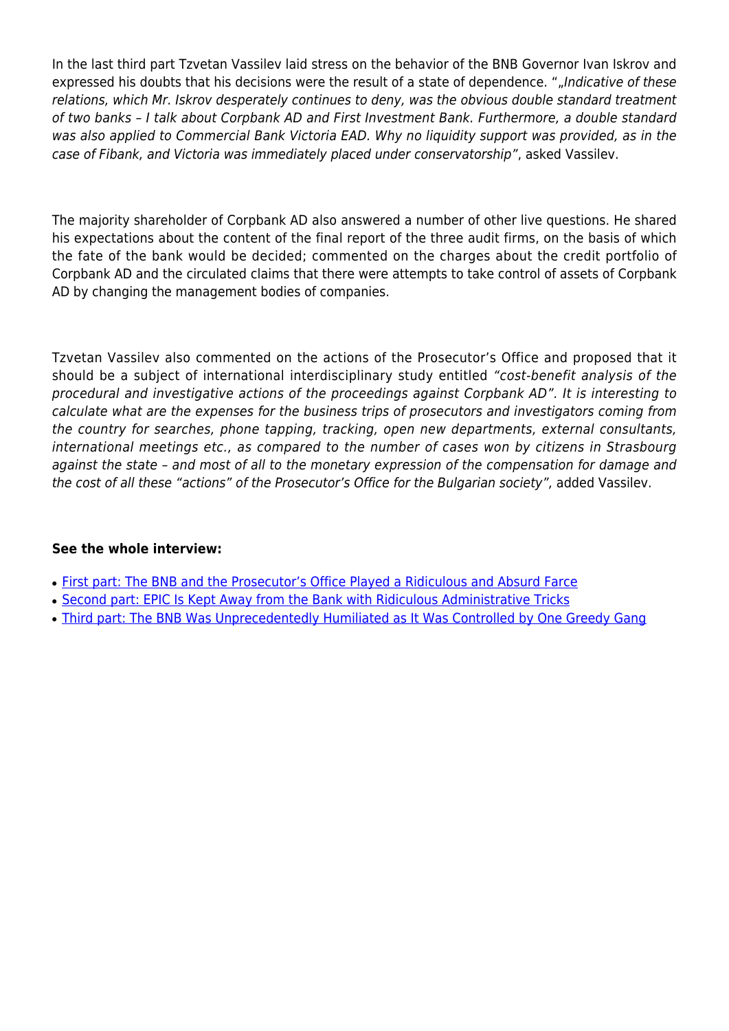In the last third part Tzvetan Vassilev laid stress on the behavior of the BNB Governor Ivan Iskrov and expressed his doubts that his decisions were the result of a state of dependence. "„*Indicative of these relations, which Mr. Iskrov desperately continues to deny, was the obvious double standard treatment of two banks – I talk about Corpbank AD and First Investment Bank. Furthermore, a double standard was also applied to Commercial Bank Victoria EAD. Why no liquidity support was provided, as in the case of Fibank, and Victoria was immediately placed under conservatorship*", asked Vassilev.

The majority shareholder of Corpbank AD also answered a number of other live questions. He shared his expectations about the content of the final report of the three audit firms, on the basis of which the fate of the bank would be decided; commented on the charges about the credit portfolio of Corpbank AD and the circulated claims that there were attempts to take control of assets of Corpbank AD by changing the management bodies of companies.

Tzvetan Vassilev also commented on the actions of the Prosecutor's Office and proposed that it should be a subject of international interdisciplinary study entitled *"cost-benefit analysis of the procedural and investigative actions of the proceedings against Corpbank AD". It is interesting to calculate what are the expenses for the business trips of prosecutors and investigators coming from the country for searches, phone tapping, tracking, open new departments, external consultants, international meetings etc., as compared to the number of cases won by citizens in Strasbourg against the state – and most of all to the monetary expression of the compensation for damage and the cost of all these "actions" of the Prosecutor's Office for the Bulgarian society",* added Vassilev.

**See the whole interview:**

- First part: The BNB and the Prosecutor's Office Played a Ridiculous and Absurd Farce
- Second part: EPIC Is Kept Away from the Bank with Ridiculous Administrative Tricks
- Third part: The BNB Was Unprecedentedly Humiliated as It Was Controlled by One Greedy Gang